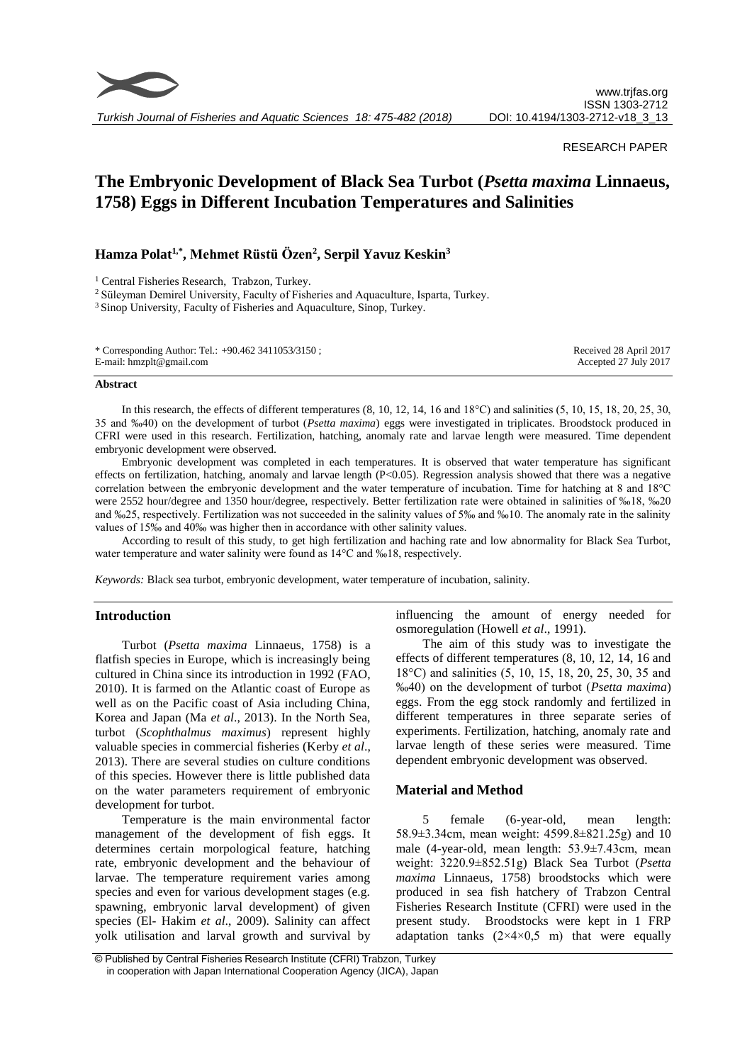RESEARCH PAPER

# The Embryonic Development of Black Sea Turbot (*Psetta maxima* Linnaeus, 1758) Eggs in Different Incubation Temperatures and Salinities

**Hamza Polat[1,*], Mehmet Rüstü Özen[2], Serpil Yavuz Keskin[3]**

[1] Central Fisheries Research, Trabzon, Turkey.
[2] Süleyman Demirel University, Faculty of Fisheries and Aquaculture, Isparta, Turkey.
[3] Sinop University, Faculty of Fisheries and Aquaculture, Sinop, Turkey.

* Corresponding Author: Tel.: +90.462 3411053/3150 ;
E-mail: hmzplt@gmail.com

Received 28 April 2017
Accepted 27 July 2017

## Abstract

In this research, the effects of different temperatures (8, 10, 12, 14, 16 and 18°C) and salinities (5, 10, 15, 18, 20, 25, 30, 35 and ‰40) on the development of turbot (*Psetta maxima*) eggs were investigated in triplicates. Broodstocks produced in CFRI were used in this research. Fertilization, hatching, anomaly rate and larvae length were measured. Time dependent embryonic development were observed.

Embryonic development was completed in each temperatures. It is observed that water temperature has significant effects on fertilization, hatching, anomaly and larvae length (P<0.05). Regression analysis showed that there was a negative correlation between the embryonic development and the water temperature of incubation. Time for hatching at 8 and 18°C were 2552 hour/degree and 1350 hour/degree, respectively. Better fertilization rate were obtained in salinities of ‰18, ‰20 and ‰25, respectively. Fertilization was not succeeded in the salinity values of 5‰ and ‰10. The anomaly rate in the salinity values of 15‰ and 40‰ was higher then in accordance with other salinity values.

According to result of this study, to get high fertilization and haching rate and low abnormality for Black Sea Turbot, water temperature and water salinity were found as 14°C and ‰18, respectively.

*Keywords:* Black sea turbot, embryonic development, water temperature of incubation, salinity.

## Introduction

Turbot (*Psetta maxima* Linnaeus, 1758) is a flatfish species in Europe, which is increasingly being cultured in China since its introduction in 1992 (FAO, 2010). It is farmed on the Atlantic coast of Europe as well as on the Pacific coast of Asia including China, Korea and Japan (Ma *et al*., 2013). In the North Sea, turbot (*Scophthalmus maximus*) represent highly valuable species in commercial fisheries (Kerby *et al*., 2013). There are several studies on culture conditions of this species. However there is little published data on the water parameters requirement of embryonic development for turbot.

Temperature is the main environmental factor management of the development of fish eggs. It determines certain morphological feature, hatching rate, embryonic development and the behaviour of larvae. The temperature requirement varies among species and even for various development stages (e.g. spawning, embryonic larval development) of given species (El- Hakim *et al*., 2009). Salinity can affect yolk utilisation and larval growth and survival by influencing the amount of energy needed for osmoregulation (Howell *et al*., 1991).

The aim of this study was to investigate the effects of different temperatures (8, 10, 12, 14, 16 and 18°C) and salinities (5, 10, 15, 18, 20, 25, 30, 35 and ‰40) on the development of turbot (*Psetta maxima*) eggs. From the egg stock randomly and fertilized in different temperatures in three separate series of experiments. Fertilization, hatching, anomaly rate and larvae length of these series were measured. Time dependent embryonic development was observed.

## Material and Method

5 female (6-year-old, mean length: 58.9±3.34cm, mean weight: 4599.8±821.25g) and 10 male (4-year-old, mean length: 53.9±7.43cm, mean weight: 3220.9±852.51g) Black Sea Turbot (*Psetta maxima* Linnaeus, 1758) broodstocks which were produced in sea fish hatchery of Trabzon Central Fisheries Research Institute (CFRI) were used in the present study. Broodstocks were kept in 1 FRP adaptation tanks (2×4×0,5 m) that were equally

© Published by Central Fisheries Research Institute (CFRI) Trabzon, Turkey in cooperation with Japan International Cooperation Agency (JICA), Japan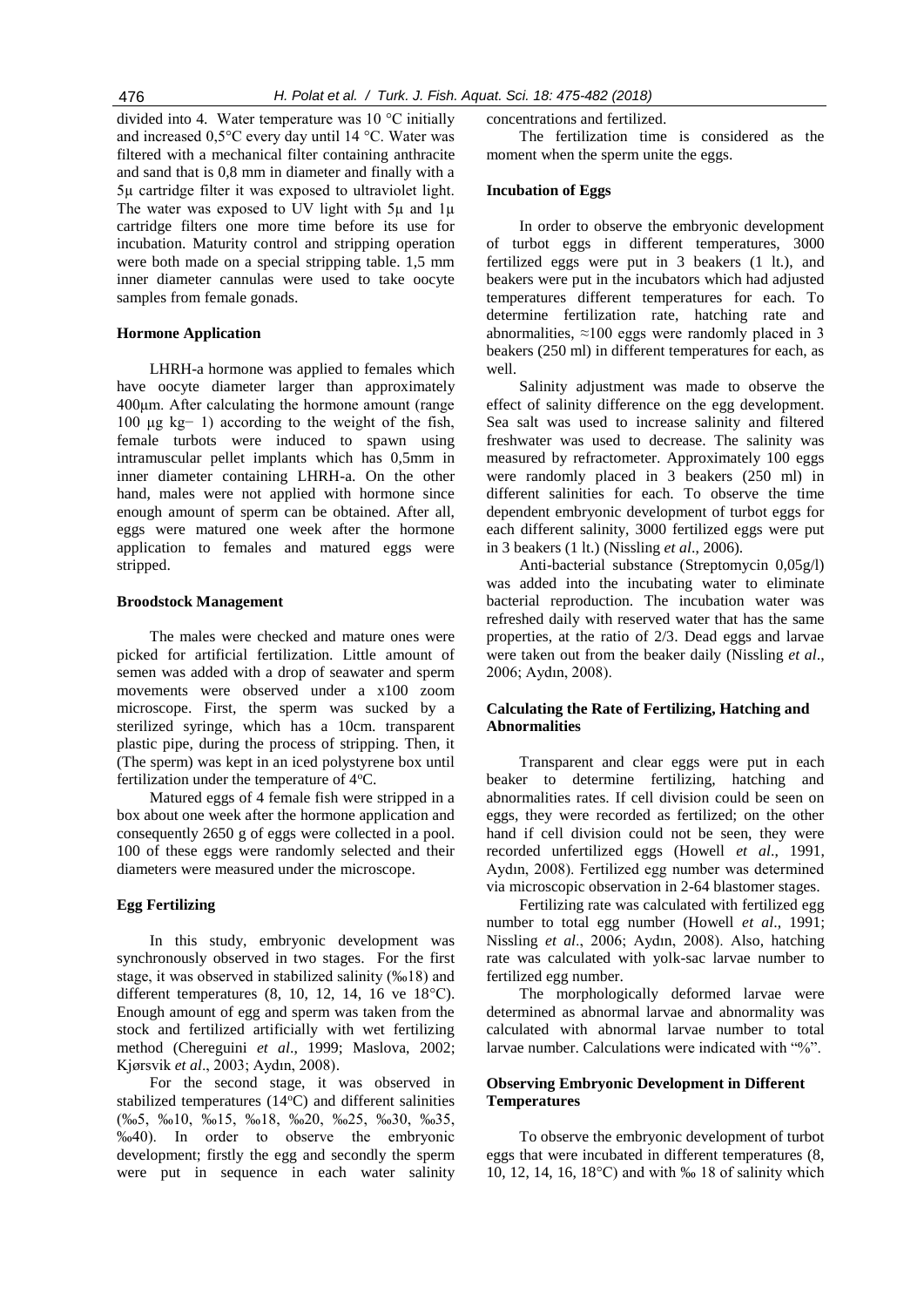divided into 4. Water temperature was 10 °C initially and increased 0,5°C every day until 14 °C. Water was filtered with a mechanical filter containing anthracite and sand that is 0,8 mm in diameter and finally with a 5μ cartridge filter it was exposed to ultraviolet light. The water was exposed to UV light with 5μ and 1μ cartridge filters one more time before its use for incubation. Maturity control and stripping operation were both made on a special stripping table. 1,5 mm inner diameter cannulas were used to take oocyte samples from female gonads.

### Hormone Application

LHRH-a hormone was applied to females which have oocyte diameter larger than approximately 400μm. After calculating the hormone amount (range 100 μg kg− 1) according to the weight of the fish, female turbots were induced to spawn using intramuscular pellet implants which has 0,5mm in inner diameter containing LHRH-a. On the other hand, males were not applied with hormone since enough amount of sperm can be obtained. After all, eggs were matured one week after the hormone application to females and matured eggs were stripped.

### Broodstock Management

The males were checked and mature ones were picked for artificial fertilization. Little amount of semen was added with a drop of seawater and sperm movements were observed under a x100 zoom microscope. First, the sperm was sucked by a sterilized syringe, which has a 10cm. transparent plastic pipe, during the process of stripping. Then, it (The sperm) was kept in an iced polystyrene box until fertilization under the temperature of 4°C.

Matured eggs of 4 female fish were stripped in a box about one week after the hormone application and consequently 2650 g of eggs were collected in a pool. 100 of these eggs were randomly selected and their diameters were measured under the microscope.

### Egg Fertilizing

In this study, embryonic development was synchronously observed in two stages. For the first stage, it was observed in stabilized salinity (‰18) and different temperatures (8, 10, 12, 14, 16 ve 18°C). Enough amount of egg and sperm was taken from the stock and fertilized artificially with wet fertilizing method (Chereguini *et al*., 1999; Maslova, 2002; Kjørsvik *et al*., 2003; Aydın, 2008).

For the second stage, it was observed in stabilized temperatures (14°C) and different salinities (‰5, ‰10, ‰15, ‰18, ‰20, ‰25, ‰30, ‰35, ‰40). In order to observe the embryonic development; firstly the egg and secondly the sperm were put in sequence in each water salinity concentrations and fertilized.

The fertilization time is considered as the moment when the sperm unite the eggs.

### Incubation of Eggs

In order to observe the embryonic development of turbot eggs in different temperatures, 3000 fertilized eggs were put in 3 beakers (1 lt.), and beakers were put in the incubators which had adjusted temperatures different temperatures for each. To determine fertilization rate, hatching rate and abnormalities, ≈100 eggs were randomly placed in 3 beakers (250 ml) in different temperatures for each, as well.

Salinity adjustment was made to observe the effect of salinity difference on the egg development. Sea salt was used to increase salinity and filtered freshwater was used to decrease. The salinity was measured by refractometer. Approximately 100 eggs were randomly placed in 3 beakers (250 ml) in different salinities for each. To observe the time dependent embryonic development of turbot eggs for each different salinity, 3000 fertilized eggs were put in 3 beakers (1 lt.) (Nissling *et al*., 2006).

Anti-bacterial substance (Streptomycin 0,05g/l) was added into the incubating water to eliminate bacterial reproduction. The incubation water was refreshed daily with reserved water that has the same properties, at the ratio of 2/3. Dead eggs and larvae were taken out from the beaker daily (Nissling *et al*., 2006; Aydın, 2008).

### Calculating the Rate of Fertilizing, Hatching and Abnormalities

Transparent and clear eggs were put in each beaker to determine fertilizing, hatching and abnormalities rates. If cell division could be seen on eggs, they were recorded as fertilized; on the other hand if cell division could not be seen, they were recorded unfertilized eggs (Howell *et al*., 1991, Aydın, 2008). Fertilized egg number was determined via microscopic observation in 2-64 blastomer stages.

Fertilizing rate was calculated with fertilized egg number to total egg number (Howell *et al*., 1991; Nissling *et al*., 2006; Aydın, 2008). Also, hatching rate was calculated with yolk-sac larvae number to fertilized egg number.

The morphologically deformed larvae were determined as abnormal larvae and abnormality was calculated with abnormal larvae number to total larvae number. Calculations were indicated with "%".

### Observing Embryonic Development in Different Temperatures

To observe the embryonic development of turbot eggs that were incubated in different temperatures (8, 10, 12, 14, 16, 18°C) and with ‰ 18 of salinity which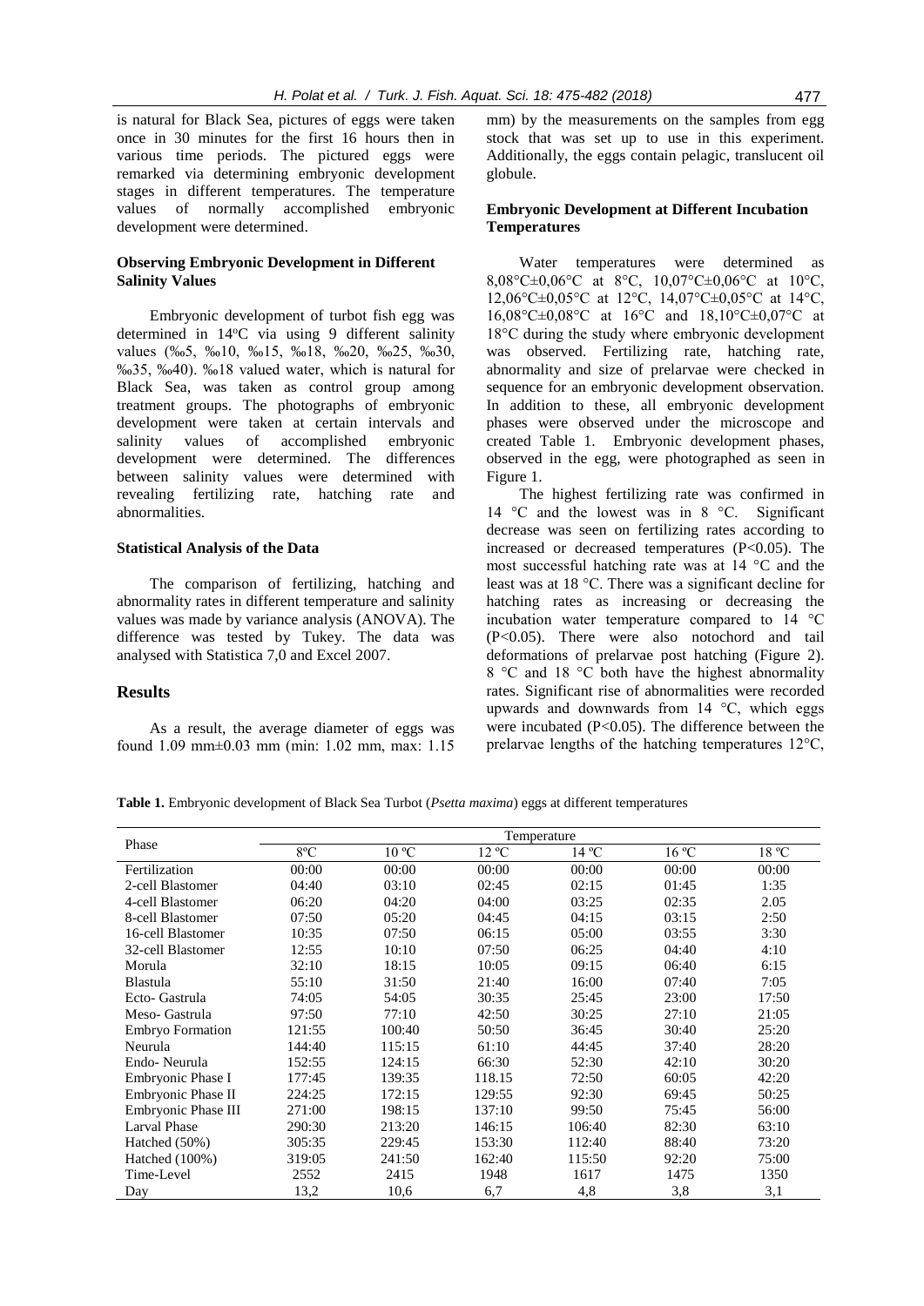is natural for Black Sea, pictures of eggs were taken once in 30 minutes for the first 16 hours then in various time periods. The pictured eggs were remarked via determining embryonic development stages in different temperatures. The temperature values of normally accomplished embryonic development were determined.

### Observing Embryonic Development in Different Salinity Values

Embryonic development of turbot fish egg was determined in 14ºC via using 9 different salinity values (‰5, ‰10, ‰15, ‰18, ‰20, ‰25, ‰30, ‰35, ‰40). ‰18 valued water, which is natural for Black Sea, was taken as control group among treatment groups. The photographs of embryonic development were taken at certain intervals and salinity values of accomplished embryonic development were determined. The differences between salinity values were determined with revealing fertilizing rate, hatching rate and abnormalities.

### Statistical Analysis of the Data

The comparison of fertilizing, hatching and abnormality rates in different temperature and salinity values was made by variance analysis (ANOVA). The difference was tested by Tukey. The data was analysed with Statistica 7,0 and Excel 2007.

## Results

As a result, the average diameter of eggs was found 1.09 mm±0.03 mm (min: 1.02 mm, max: 1.15 mm) by the measurements on the samples from egg stock that was set up to use in this experiment. Additionally, the eggs contain pelagic, translucent oil globule.

### Embryonic Development at Different Incubation Temperatures

Water temperatures were determined as 8,08°C±0,06°C at 8°C, 10,07°C±0,06°C at 10°C, 12,06°C±0,05°C at 12°C, 14,07°C±0,05°C at 14°C, 16,08°C±0,08°C at 16°C and 18,10°C±0,07°C at 18°C during the study where embryonic development was observed. Fertilizing rate, hatching rate, abnormality and size of prelarvae were checked in sequence for an embryonic development observation. In addition to these, all embryonic development phases were observed under the microscope and created Table 1. Embryonic development phases, observed in the egg, were photographed as seen in Figure 1.

The highest fertilizing rate was confirmed in 14 °C and the lowest was in 8 °C. Significant decrease was seen on fertilizing rates according to increased or decreased temperatures ($P<0.05$). The most successful hatching rate was at 14 °C and the least was at 18 °C. There was a significant decline for hatching rates as increasing or decreasing the incubation water temperature compared to 14 °C ($P<0.05$). There were also notochord and tail deformations of prelarvae post hatching (Figure 2). 8 °C and 18 °C both have the highest abnormality rates. Significant rise of abnormalities were recorded upwards and downwards from 14 °C, which eggs were incubated ($P<0.05$). The difference between the prelarvae lengths of the hatching temperatures 12°C,

**Table 1.** Embryonic development of Black Sea Turbot (*Psetta maxima*) eggs at different temperatures

| Phase | Temperature | | | | | |
|---|---|---|---|---|---|---|
| | 8ºC | 10 ºC | 12 ºC | 14 ºC | 16 ºC | 18 ºC |
| Fertilization | 00:00 | 00:00 | 00:00 | 00:00 | 00:00 | 00:00 |
| 2-cell Blastomer | 04:40 | 03:10 | 02:45 | 02:15 | 01:45 | 1:35 |
| 4-cell Blastomer | 06:20 | 04:20 | 04:00 | 03:25 | 02:35 | 2.05 |
| 8-cell Blastomer | 07:50 | 05:20 | 04:45 | 04:15 | 03:15 | 2:50 |
| 16-cell Blastomer | 10:35 | 07:50 | 06:15 | 05:00 | 03:55 | 3:30 |
| 32-cell Blastomer | 12:55 | 10:10 | 07:50 | 06:25 | 04:40 | 4:10 |
| Morula | 32:10 | 18:15 | 10:05 | 09:15 | 06:40 | 6:15 |
| Blastula | 55:10 | 31:50 | 21:40 | 16:00 | 07:40 | 7:05 |
| Ecto- Gastrula | 74:05 | 54:05 | 30:35 | 25:45 | 23:00 | 17:50 |
| Meso- Gastrula | 97:50 | 77:10 | 42:50 | 30:25 | 27:10 | 21:05 |
| Embryo Formation | 121:55 | 100:40 | 50:50 | 36:45 | 30:40 | 25:20 |
| Neurula | 144:40 | 115:15 | 61:10 | 44:45 | 37:40 | 28:20 |
| Endo- Neurula | 152:55 | 124:15 | 66:30 | 52:30 | 42:10 | 30:20 |
| Embryonic Phase I | 177:45 | 139:35 | 118.15 | 72:50 | 60:05 | 42:20 |
| Embryonic Phase II | 224:25 | 172:15 | 129:55 | 92:30 | 69:45 | 50:25 |
| Embryonic Phase III | 271:00 | 198:15 | 137:10 | 99:50 | 75:45 | 56:00 |
| Larval Phase | 290:30 | 213:20 | 146:15 | 106:40 | 82:30 | 63:10 |
| Hatched (50%) | 305:35 | 229:45 | 153:30 | 112:40 | 88:40 | 73:20 |
| Hatched (100%) | 319:05 | 241:50 | 162:40 | 115:50 | 92:20 | 75:00 |
| Time-Level | 2552 | 2415 | 1948 | 1617 | 1475 | 1350 |
| Day | 13,2 | 10,6 | 6,7 | 4,8 | 3,8 | 3,1 |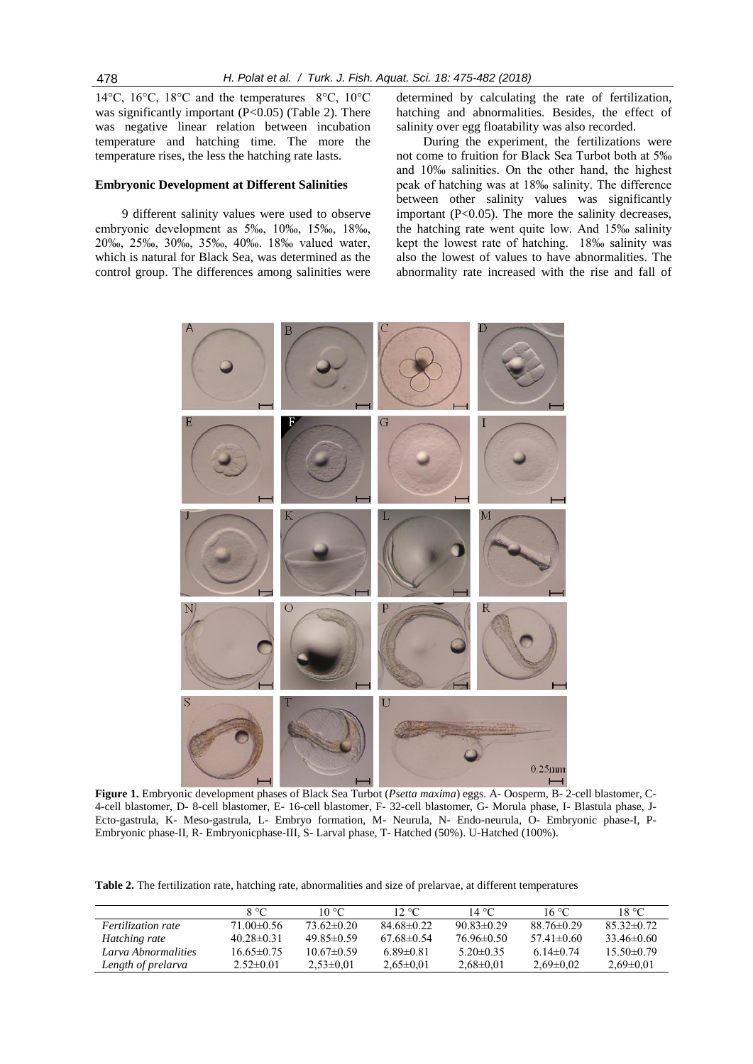14°C, 16°C, 18°C and the temperatures 8°C, 10°C was significantly important ($P<0.05$) (Table 2). There was negative linear relation between incubation temperature and hatching time. The more the temperature rises, the less the hatching rate lasts.

### Embryonic Development at Different Salinities

9 different salinity values were used to observe embryonic development as 5‰, 10‰, 15‰, 18‰, 20‰, 25‰, 30‰, 35‰, 40‰. 18‰ valued water, which is natural for Black Sea, was determined as the control group. The differences among salinities were determined by calculating the rate of fertilization, hatching and abnormalities. Besides, the effect of salinity over egg floatability was also recorded.

During the experiment, the fertilizations were not come to fruition for Black Sea Turbot both at 5‰ and 10‰ salinities. On the other hand, the highest peak of hatching was at 18‰ salinity. The difference between other salinity values was significantly important ($P<0.05$). The more the salinity decreases, the hatching rate went quite low. And 15‰ salinity kept the lowest rate of hatching. 18‰ salinity was also the lowest of values to have abnormalities. The abnormality rate increased with the rise and fall of

**Figure 1.** Embryonic development phases of Black Sea Turbot (*Psetta maxima*) eggs. A- Oosperm, B- 2-cell blastomer, C- 4-cell blastomer, D- 8-cell blastomer, E- 16-cell blastomer, F- 32-cell blastomer, G- Morula phase, I- Blastula phase, J- Ecto-gastrula, K- Meso-gastrula, L- Embryo formation, M- Neurula, N- Endo-neurula, O- Embryonic phase-I, P- Embryonic phase-II, R- Embryonicphase-III, S- Larval phase, T- Hatched (50%). U-Hatched (100%).

**Table 2.** The fertilization rate, hatching rate, abnormalities and size of prelarvae, at different temperatures

| | 8 °C | 10 °C | 12 °C | 14 °C | 16 °C | 18 °C |
|---|---|---|---|---|---|---|
| *Fertilization rate* | 71.00±0.56 | 73.62±0.20 | 84.68±0.22 | 90.83±0.29 | 88.76±0.29 | 85.32±0.72 |
| *Hatching rate* | 40.28±0.31 | 49.85±0.59 | 67.68±0.54 | 76.96±0.50 | 57.41±0.60 | 33.46±0.60 |
| *Larva Abnormalities* | 16.65±0.75 | 10.67±0.59 | 6.89±0.81 | 5.20±0.35 | 6.14±0.74 | 15.50±0.79 |
| *Length of prelarva* | 2.52±0.01 | 2,53±0,01 | 2,65±0,01 | 2,68±0,01 | 2,69±0,02 | 2,69±0,01 |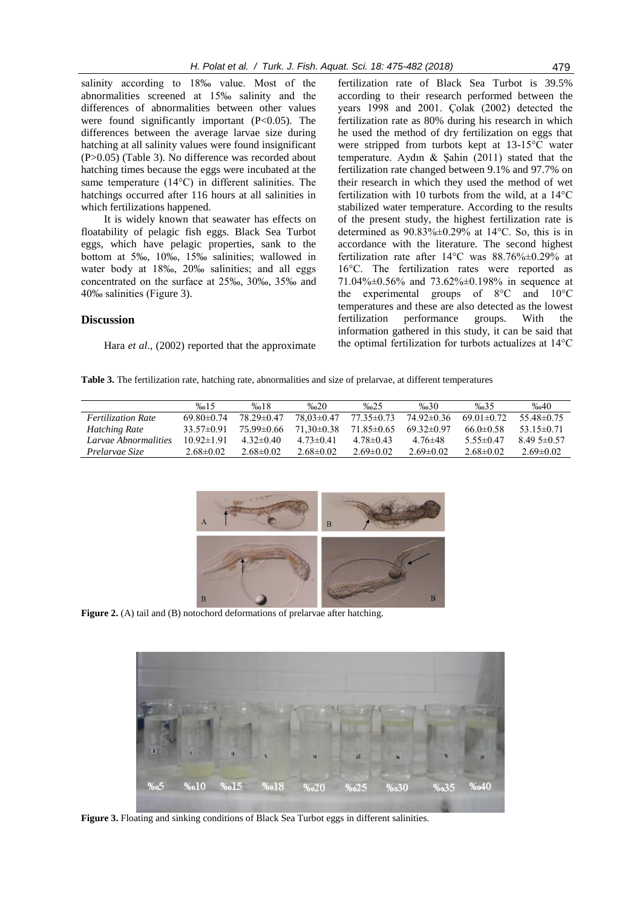salinity according to 18‰ value. Most of the abnormalities screened at 15‰ salinity and the differences of abnormalities between other values were found significantly important ($P<0.05$). The differences between the average larvae size during hatching at all salinity values were found insignificant ($P>0.05$) (Table 3). No difference was recorded about hatching times because the eggs were incubated at the same temperature (14°C) in different salinities. The hatchings occurred after 116 hours at all salinities in which fertilizations happened.

It is widely known that seawater has effects on floatability of pelagic fish eggs. Black Sea Turbot eggs, which have pelagic properties, sank to the bottom at 5‰, 10‰, 15‰ salinities; wallowed in water body at 18‰, 20‰ salinities; and all eggs concentrated on the surface at 25‰, 30‰, 35‰ and 40‰ salinities (Figure 3).

## Discussion

Hara *et al*., (2002) reported that the approximate fertilization rate of Black Sea Turbot is 39.5% according to their research performed between the years 1998 and 2001. Çolak (2002) detected the fertilization rate as 80% during his research in which he used the method of dry fertilization on eggs that were stripped from turbots kept at 13-15°C water temperature. Aydın & Şahin (2011) stated that the fertilization rate changed between 9.1% and 97.7% on their research in which they used the method of wet fertilization with 10 turbots from the wild, at a 14°C stabilized water temperature. According to the results of the present study, the highest fertilization rate is determined as 90.83%±0.29% at 14°C. So, this is in accordance with the literature. The second highest fertilization rate after 14°C was 88.76%±0.29% at 16°C. The fertilization rates were reported as 71.04%±0.56% and 73.62%±0.198% in sequence at the experimental groups of 8°C and 10°C temperatures and these are also detected as the lowest fertilization performance groups. With the information gathered in this study, it can be said that the optimal fertilization for turbots actualizes at 14°C

**Table 3.** The fertilization rate, hatching rate, abnormalities and size of prelarvae, at different temperatures

| | ‰15 | ‰18 | ‰20 | ‰25 | ‰30 | ‰35 | ‰40 |
|---|---|---|---|---|---|---|---|
| *Fertilization Rate* | 69.80±0.74 | 78.29±0.47 | 78,03±0.47 | 77.35±0.73 | 74.92±0.36 | 69.01±0.72 | 55.48±0.75 |
| *Hatching Rate* | 33.57±0.91 | 75.99±0.66 | 71,30±0.38 | 71.85±0.65 | 69.32±0.97 | 66.0±0.58 | 53.15±0.71 |
| *Larvae Abnormalities* | 10.92±1.91 | 4.32±0.40 | 4.73±0.41 | 4.78±0.43 | 4.76±48 | 5.55±0.47 | 8.49 5±0.57 |
| *Prelarvae Size* | 2.68±0.02 | 2.68±0.02 | 2.68±0.02 | 2.69±0.02 | 2.69±0.02 | 2.68±0.02 | 2.69±0.02 |

**Figure 2.** (A) tail and (B) notochord deformations of prelarvae after hatching.

**Figure 3.** Floating and sinking conditions of Black Sea Turbot eggs in different salinities.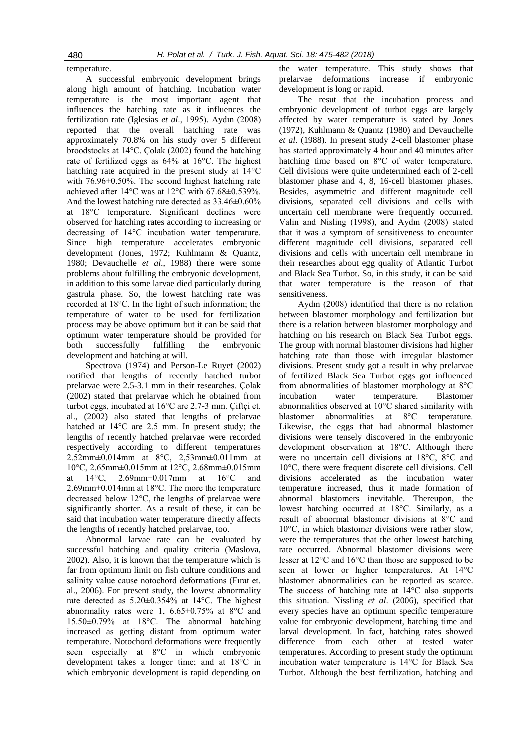temperature.

A successful embryonic development brings along high amount of hatching. Incubation water temperature is the most important agent that influences the hatching rate as it influences the fertilization rate (Iglesias *et al*., 1995). Aydın (2008) reported that the overall hatching rate was approximately 70.8% on his study over 5 different broodstocks at 14°C. Çolak (2002) found the hatching rate of fertilized eggs as 64% at 16°C. The highest hatching rate acquired in the present study at 14°C with 76.96±0.50%. The second highest hatching rate achieved after 14°C was at 12°C with 67.68±0.539%. And the lowest hatching rate detected as 33.46±0.60% at 18°C temperature. Significant declines were observed for hatching rates according to increasing or decreasing of 14°C incubation water temperature. Since high temperature accelerates embryonic development (Jones, 1972; Kuhlmann & Quantz, 1980; Devauchelle *et al*., 1988) there were some problems about fulfilling the embryonic development, in addition to this some larvae died particularly during gastrula phase. So, the lowest hatching rate was recorded at 18°C. In the light of such information; the temperature of water to be used for fertilization process may be above optimum but it can be said that optimum water temperature should be provided for both successfully fulfilling the embryonic development and hatching at will.

Spectrova (1974) and Person-Le Ruyet (2002) notified that lengths of recently hatched turbot prelarvae were 2.5-3.1 mm in their researches. Çolak (2002) stated that prelarvae which he obtained from turbot eggs, incubated at 16°C are 2.7-3 mm. Çiftçi et. al., (2002) also stated that lengths of prelarvae hatched at 14°C are 2.5 mm. In present study; the lengths of recently hatched prelarvae were recorded respectively according to different temperatures 2.52mm±0.014mm at 8°C, 2,53mm±0.011mm at 10°C, 2.65mm±0.015mm at 12°C, 2.68mm±0.015mm at 14°C, 2.69mm±0.017mm at 16°C and 2.69mm±0.014mm at 18°C. The more the temperature decreased below 12°C, the lengths of prelarvae were significantly shorter. As a result of these, it can be said that incubation water temperature directly affects the lengths of recently hatched prelarvae, too.

Abnormal larvae rate can be evaluated by successful hatching and quality criteria (Maslova, 2002). Also, it is known that the temperature which is far from optimum limit on fish culture conditions and salinity value cause notochord deformations (Fırat et. al., 2006). For present study, the lowest abnormality rate detected as 5.20±0.354% at 14°C. The highest abnormality rates were 1, 6.65±0.75% at 8°C and 15.50±0.79% at 18°C. The abnormal hatching increased as getting distant from optimum water temperature. Notochord deformations were frequently seen especially at 8°C in which embryonic development takes a longer time; and at 18°C in which embryonic development is rapid depending on the water temperature. This study shows that prelarvae deformations increase if embryonic development is long or rapid.

The resut that the incubation process and embryonic development of turbot eggs are largely affected by water temperature is stated by Jones (1972), Kuhlmann & Quantz (1980) and Devauchelle *et al*. (1988). In present study 2-cell blastomer phase has started approximately 4 hour and 40 minutes after hatching time based on 8°C of water temperature. Cell divisions were quite undetermined each of 2-cell blastomer phase and 4, 8, 16-cell blastomer phases. Besides, asymmetric and different magnitude cell divisions, separated cell divisions and cells with uncertain cell membrane were frequently occurred. Valin and Nisling (1998), and Aydın (2008) stated that it was a symptom of sensitiveness to encounter different magnitude cell divisions, separated cell divisions and cells with uncertain cell membrane in their researches about egg quality of Atlantic Turbot and Black Sea Turbot. So, in this study, it can be said that water temperature is the reason of that sensitiveness.

Aydın (2008) identified that there is no relation between blastomer morphology and fertilization but there is a relation between blastomer morphology and hatching on his research on Black Sea Turbot eggs. The group with normal blastomer divisions had higher hatching rate than those with irregular blastomer divisions. Present study got a result in why prelarvae of fertilized Black Sea Turbot eggs got influenced from abnormalities of blastomer morphology at 8°C incubation water temperature. Blastomer abnormalities observed at 10°C shared similarity with blastomer abnormalities at 8°C temperature. Likewise, the eggs that had abnormal blastomer divisions were tensely discovered in the embryonic development observation at 18°C. Although there were no uncertain cell divisions at 18°C, 8°C and 10°C, there were frequent discrete cell divisions. Cell divisions accelerated as the incubation water temperature increased, thus it made formation of abnormal blastomers inevitable. Thereupon, the lowest hatching occurred at 18°C. Similarly, as a result of abnormal blastomer divisions at 8°C and 10°C, in which blastomer divisions were rather slow, were the temperatures that the other lowest hatching rate occurred. Abnormal blastomer divisions were lesser at 12°C and 16°C than those are supposed to be seen at lower or higher temperatures. At 14°C blastomer abnormalities can be reported as scarce. The success of hatching rate at 14°C also supports this situation. Nissling *et al*. (2006), specified that every species have an optimum specific temperature value for embryonic development, hatching time and larval development. In fact, hatching rates showed difference from each other at tested water temperatures. According to present study the optimum incubation water temperature is 14°C for Black Sea Turbot. Although the best fertilization, hatching and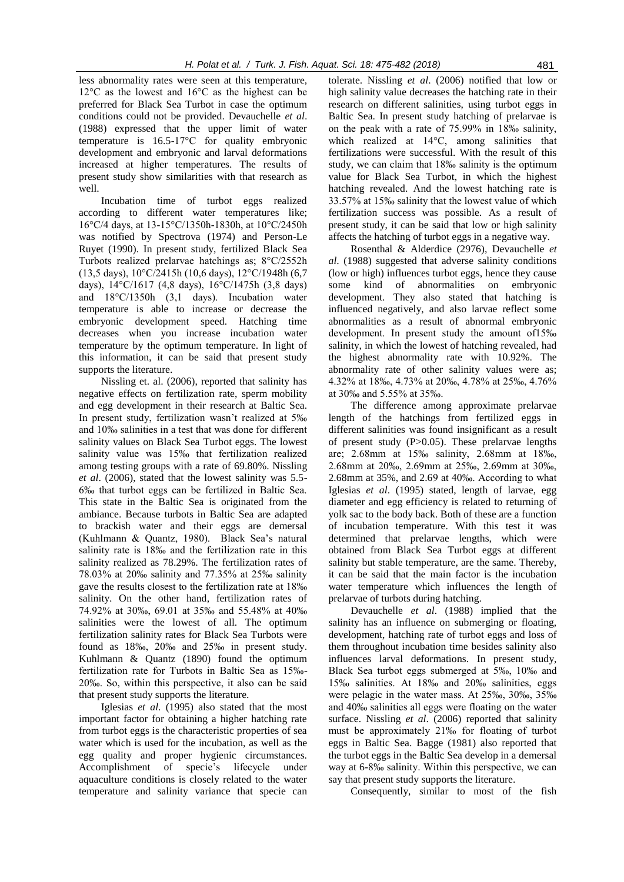less abnormality rates were seen at this temperature, 12°C as the lowest and 16°C as the highest can be preferred for Black Sea Turbot in case the optimum conditions could not be provided. Devauchelle *et al*. (1988) expressed that the upper limit of water temperature is 16.5-17°C for quality embryonic development and embryonic and larval deformations increased at higher temperatures. The results of present study show similarities with that research as well.

Incubation time of turbot eggs realized according to different water temperatures like; 16°C/4 days, at 13-15°C/1350h-1830h, at 10°C/2450h was notified by Spectrova (1974) and Person-Le Ruyet (1990). In present study, fertilized Black Sea Turbots realized prelarvae hatchings as; 8°C/2552h (13,5 days), 10°C/2415h (10,6 days), 12°C/1948h (6,7 days), 14°C/1617 (4,8 days), 16°C/1475h (3,8 days) and 18°C/1350h (3,1 days). Incubation water temperature is able to increase or decrease the embryonic development speed. Hatching time decreases when you increase incubation water temperature by the optimum temperature. In light of this information, it can be said that present study supports the literature.

Nissling et. al. (2006), reported that salinity has negative effects on fertilization rate, sperm mobility and egg development in their research at Baltic Sea. In present study, fertilization wasn't realized at 5‰ and 10‰ salinities in a test that was done for different salinity values on Black Sea Turbot eggs. The lowest salinity value was 15‰ that fertilization realized among testing groups with a rate of 69.80%. Nissling *et al*. (2006), stated that the lowest salinity was 5.5-6‰ that turbot eggs can be fertilized in Baltic Sea. This state in the Baltic Sea is originated from the ambiance. Because turbots in Baltic Sea are adapted to brackish water and their eggs are demersal (Kuhlmann & Quantz, 1980). Black Sea's natural salinity rate is 18‰ and the fertilization rate in this salinity realized as 78.29%. The fertilization rates of 78.03% at 20‰ salinity and 77.35% at 25‰ salinity gave the results closest to the fertilization rate at 18‰ salinity. On the other hand, fertilization rates of 74.92% at 30‰, 69.01 at 35‰ and 55.48% at 40‰ salinities were the lowest of all. The optimum fertilization salinity rates for Black Sea Turbots were found as 18‰, 20‰ and 25‰ in present study. Kuhlmann & Quantz (1890) found the optimum fertilization rate for Turbots in Baltic Sea as 15‰-20‰. So, within this perspective, it also can be said that present study supports the literature.

Iglesias *et al*. (1995) also stated that the most important factor for obtaining a higher hatching rate from turbot eggs is the characteristic properties of sea water which is used for the incubation, as well as the egg quality and proper hygienic circumstances. Accomplishment of specie's lifecycle under aquaculture conditions is closely related to the water temperature and salinity variance that specie can tolerate. Nissling *et al*. (2006) notified that low or high salinity value decreases the hatching rate in their research on different salinities, using turbot eggs in Baltic Sea. In present study hatching of prelarvae is on the peak with a rate of 75.99% in 18‰ salinity, which realized at 14°C, among salinities that fertilizations were successful. With the result of this study, we can claim that 18‰ salinity is the optimum value for Black Sea Turbot, in which the highest hatching revealed. And the lowest hatching rate is 33.57% at 15‰ salinity that the lowest value of which fertilization success was possible. As a result of present study, it can be said that low or high salinity affects the hatching of turbot eggs in a negative way.

Rosenthal & Alderdice (2976), Devauchelle *et al*. (1988) suggested that adverse salinity conditions (low or high) influences turbot eggs, hence they cause some kind of abnormalities on embryonic development. They also stated that hatching is influenced negatively, and also larvae reflect some abnormalities as a result of abnormal embryonic development. In present study the amount of15‰ salinity, in which the lowest of hatching revealed, had the highest abnormality rate with 10.92%. The abnormality rate of other salinity values were as; 4.32% at 18‰, 4.73% at 20‰, 4.78% at 25‰, 4.76% at 30‰ and 5.55% at 35‰.

The difference among approximate prelarvae length of the hatchings from fertilized eggs in different salinities was found insignificant as a result of present study ($P>0.05$). These prelarvae lengths are; 2.68mm at 15‰ salinity, 2.68mm at 18‰, 2.68mm at 20‰, 2.69mm at 25‰, 2.69mm at 30‰, 2.68mm at 35‰, and 2.69 at 40‰. According to what Iglesias *et al*. (1995) stated, length of larvae, egg diameter and egg efficiency is related to returning of yolk sac to the body back. Both of these are a function of incubation temperature. With this test it was determined that prelarvae lengths, which were obtained from Black Sea Turbot eggs at different salinity but stable temperature, are the same. Thereby, it can be said that the main factor is the incubation water temperature which influences the length of prelarvae of turbots during hatching.

Devauchelle *et al*. (1988) implied that the salinity has an influence on submerging or floating, development, hatching rate of turbot eggs and loss of them throughout incubation time besides salinity also influences larval deformations. In present study, Black Sea turbot eggs submerged at 5‰, 10‰ and 15‰ salinities. At 18‰ and 20‰ salinities, eggs were pelagic in the water mass. At 25‰, 30‰, 35‰ and 40‰ salinities all eggs were floating on the water surface. Nissling *et al*. (2006) reported that salinity must be approximately 21‰ for floating of turbot eggs in Baltic Sea. Bagge (1981) also reported that the turbot eggs in the Baltic Sea develop in a demersal way at 6-8‰ salinity. Within this perspective, we can say that present study supports the literature.

Consequently, similar to most of the fish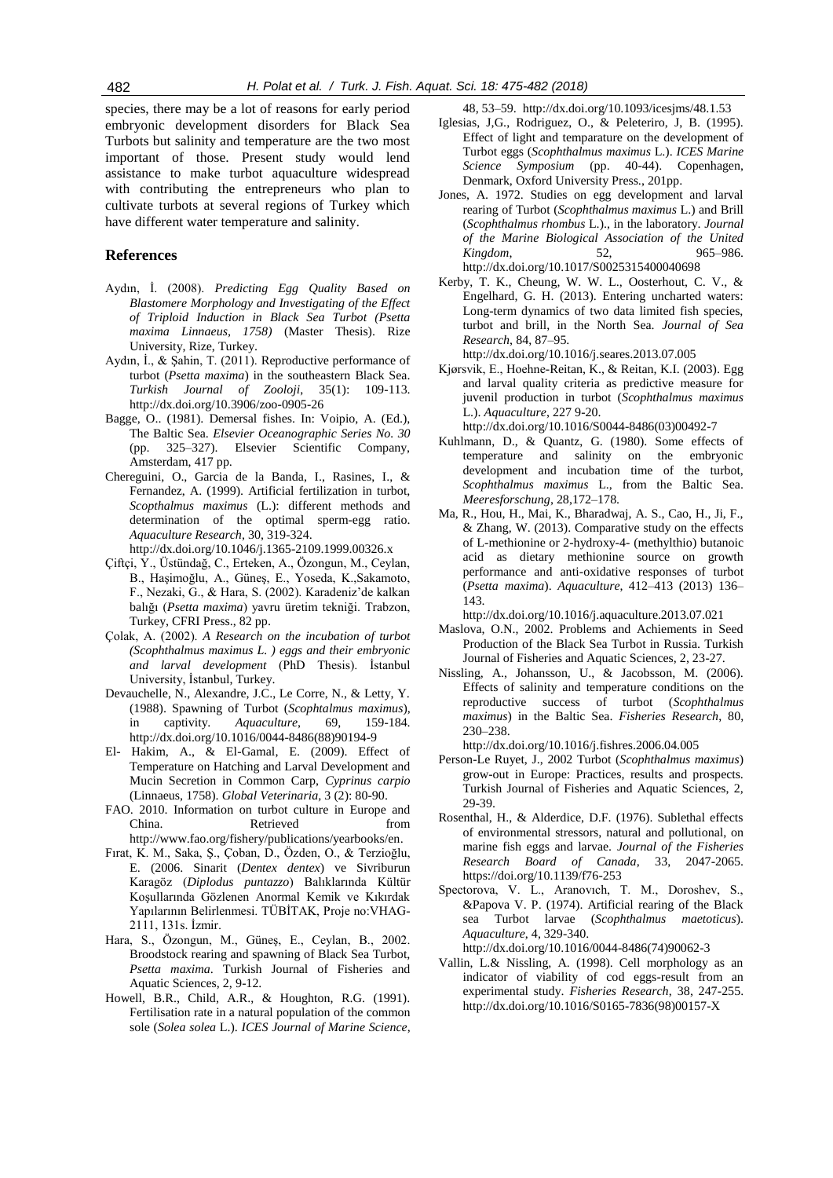species, there may be a lot of reasons for early period embryonic development disorders for Black Sea Turbots but salinity and temperature are the two most important of those. Present study would lend assistance to make turbot aquaculture widespread with contributing the entrepreneurs who plan to cultivate turbots at several regions of Turkey which have different water temperature and salinity.

## References

Aydın, İ. (2008). *Predicting Egg Quality Based on Blastomere Morphology and Investigating of the Effect of Triploid Induction in Black Sea Turbot (Psetta maxima Linnaeus, 1758)* (Master Thesis). Rize University, Rize, Turkey.

Aydın, İ., & Şahin, T. (2011). Reproductive performance of turbot (*Psetta maxima*) in the southeastern Black Sea. *Turkish Journal of Zooloji*, 35(1): 109-113. http://dx.doi.org/10.3906/zoo-0905-26

Bagge, O.. (1981). Demersal fishes. In: Voipio, A. (Ed.), The Baltic Sea. *Elsevier Oceanographic Series No. 30* (pp. 325–327). Elsevier Scientific Company, Amsterdam, 417 pp.

Chereguini, O., Garcia de la Banda, I., Rasines, I., & Fernandez, A. (1999). Artificial fertilization in turbot, *Scopthalmus maximus* (L.): different methods and determination of the optimal sperm-egg ratio. *Aquaculture Research*, 30, 319-324. http://dx.doi.org/10.1046/j.1365-2109.1999.00326.x

Çiftçi, Y., Üstündağ, C., Erteken, A., Özongun, M., Ceylan, B., Haşimoğlu, A., Güneş, E., Yoseda, K.,Sakamoto, F., Nezaki, G., & Hara, S. (2002). Karadeniz'de kalkan balığı (*Psetta maxima*) yavru üretim tekniği. Trabzon, Turkey, CFRI Press., 82 pp.

Çolak, A. (2002). *A Research on the incubation of turbot (Scophthalmus maximus L. ) eggs and their embryonic and larval development* (PhD Thesis). İstanbul University, İstanbul, Turkey.

Devauchelle, N., Alexandre, J.C., Le Corre, N., & Letty, Y. (1988). Spawning of Turbot (*Scophtalmus maximus*), in captivity. *Aquaculture*, 69, 159-184. http://dx.doi.org/10.1016/0044-8486(88)90194-9

El- Hakim, A., & El-Gamal, E. (2009). Effect of Temperature on Hatching and Larval Development and Mucin Secretion in Common Carp, *Cyprinus carpio* (Linnaeus, 1758). *Global Veterinaria*, 3 (2): 80-90.

FAO. 2010. Information on turbot culture in Europe and China. Retrieved from http://www.fao.org/fishery/publications/yearbooks/en.

Fırat, K. M., Saka, Ş., Çoban, D., Özden, O., & Terzioğlu, E. (2006. Sinarit (*Dentex dentex*) ve Sivriburun Karagöz (*Diplodus puntazzo*) Balıklarında Kültür Koşullarında Gözlenen Anormal Kemik ve Kıkırdak Yapılarının Belirlenmesi. TÜBİTAK, Proje no:VHAG-2111, 131s. İzmir.

Hara, S., Özongun, M., Güneş, E., Ceylan, B., 2002. Broodstock rearing and spawning of Black Sea Turbot, *Psetta maxima*. Turkish Journal of Fisheries and Aquatic Sciences, 2, 9-12.

Howell, B.R., Child, A.R., & Houghton, R.G. (1991). Fertilisation rate in a natural population of the common sole (*Solea solea* L.). *ICES Journal of Marine Science*, 48, 53–59. http://dx.doi.org/10.1093/icesjms/48.1.53

Iglesias, J,G., Rodriguez, O., & Peleteriro, J, B. (1995). Effect of light and temparature on the development of Turbot eggs (*Scophthalmus maximus* L.). *ICES Marine Science Symposium* (pp. 40-44). Copenhagen, Denmark, Oxford University Press., 201pp.

Jones, A. 1972. Studies on egg development and larval rearing of Turbot (*Scophthalmus maximus* L.) and Brill (*Scophthalmus rhombus* L.)., in the laboratory. *Journal of the Marine Biological Association of the United Kingdom*, 52, 965–986. http://dx.doi.org/10.1017/S0025315400040698

Kerby, T. K., Cheung, W. W. L., Oosterhout, C. V., & Engelhard, G. H. (2013). Entering uncharted waters: Long-term dynamics of two data limited fish species, turbot and brill, in the North Sea. *Journal of Sea Research*, 84, 87–95. http://dx.doi.org/10.1016/j.seares.2013.07.005

Kjørsvik, E., Hoehne-Reitan, K., & Reitan, K.I. (2003). Egg and larval quality criteria as predictive measure for juvenil production in turbot (*Scophthalmus maximus* L.). *Aquaculture*, 227 9-20. http://dx.doi.org/10.1016/S0044-8486(03)00492-7

Kuhlmann, D., & Quantz, G. (1980). Some effects of temperature and salinity on the embryonic development and incubation time of the turbot, *Scophthalmus maximus* L., from the Baltic Sea. *Meeresforschung*, 28,172–178.

Ma, R., Hou, H., Mai, K., Bharadwaj, A. S., Cao, H., Ji, F., & Zhang, W. (2013). Comparative study on the effects of L-methionine or 2-hydroxy-4- (methylthio) butanoic acid as dietary methionine source on growth performance and anti-oxidative responses of turbot (*Psetta maxima*). *Aquaculture*, 412–413 (2013) 136–143. http://dx.doi.org/10.1016/j.aquaculture.2013.07.021

Maslova, O.N., 2002. Problems and Achiements in Seed Production of the Black Sea Turbot in Russia. Turkish Journal of Fisheries and Aquatic Sciences, 2, 23-27.

Nissling, A., Johansson, U., & Jacobsson, M. (2006). Effects of salinity and temperature conditions on the reproductive success of turbot (*Scophthalmus maximus*) in the Baltic Sea. *Fisheries Research*, 80, 230–238. http://dx.doi.org/10.1016/j.fishres.2006.04.005

Person-Le Ruyet, J., 2002 Turbot (*Scophthalmus maximus*) grow-out in Europe: Practices, results and prospects. Turkish Journal of Fisheries and Aquatic Sciences, 2, 29-39.

Rosenthal, H., & Alderdice, D.F. (1976). Sublethal effects of environmental stressors, natural and pollutional, on marine fish eggs and larvae. *Journal of the Fisheries Research Board of Canada*, 33, 2047-2065. https://doi.org/10.1139/f76-253

Spectorova, V. L., Aranovıch, T. M., Doroshev, S., &Papova V. P. (1974). Artificial rearing of the Black sea Turbot larvae (*Scophthalmus maetoticus*). *Aquaculture*, 4, 329-340. http://dx.doi.org/10.1016/0044-8486(74)90062-3

Vallin, L.& Nissling, A. (1998). Cell morphology as an indicator of viability of cod eggs-result from an experimental study. *Fisheries Research*, 38, 247-255. http://dx.doi.org/10.1016/S0165-7836(98)00157-X